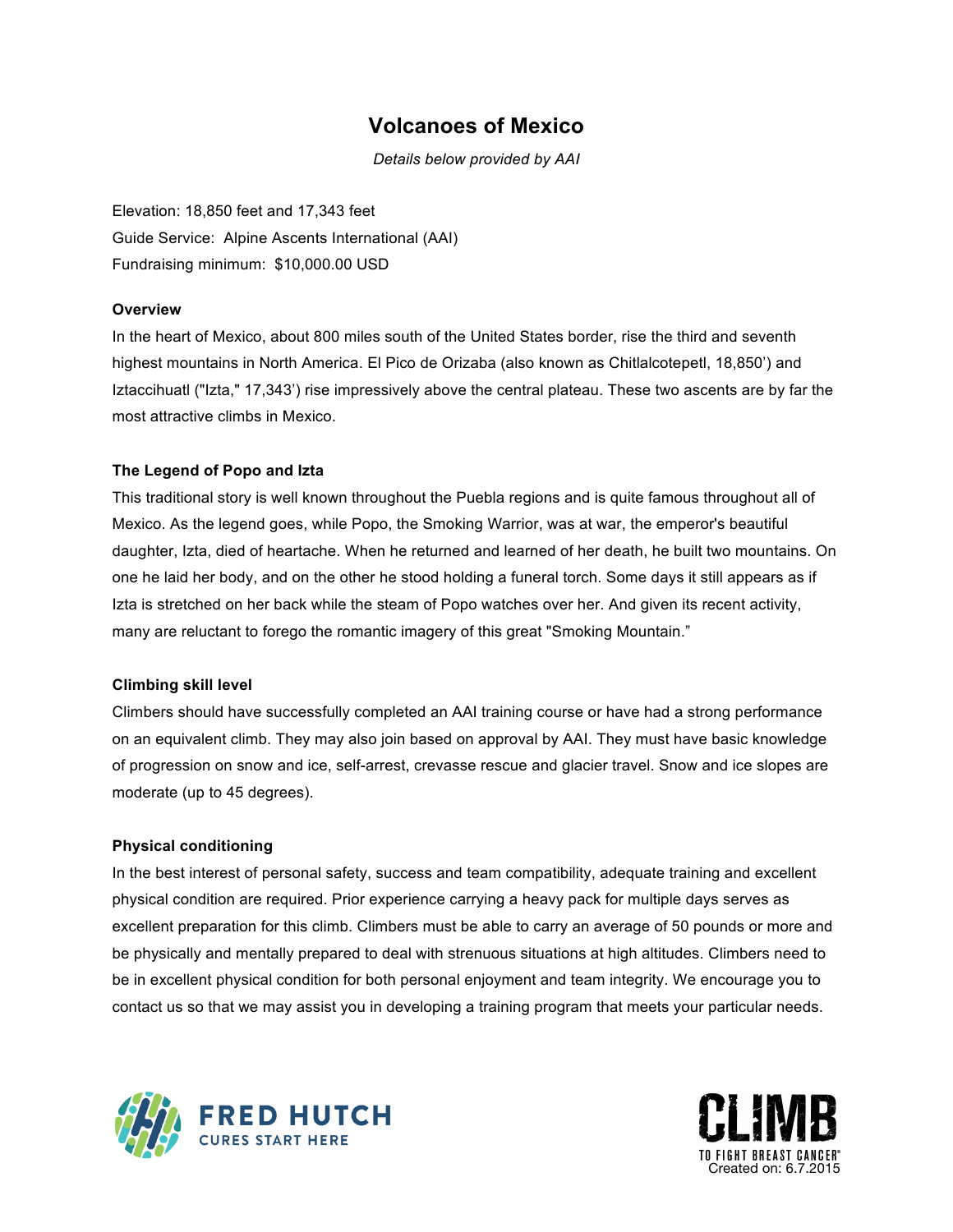# Volcanoes of Mexico

*Details below provided by AAI*

Elevation: 18,850 feet and 17,343 feet
Guide Service: Alpine Ascents International (AAI)
Fundraising minimum: $10,000.00 USD

**Overview**

In the heart of Mexico, about 800 miles south of the United States border, rise the third and seventh highest mountains in North America. El Pico de Orizaba (also known as Chitlalcotepetl, 18,850') and Iztaccihuatl ("Izta," 17,343') rise impressively above the central plateau. These two ascents are by far the most attractive climbs in Mexico.

**The Legend of Popo and Izta**

This traditional story is well known throughout the Puebla regions and is quite famous throughout all of Mexico. As the legend goes, while Popo, the Smoking Warrior, was at war, the emperor's beautiful daughter, Izta, died of heartache. When he returned and learned of her death, he built two mountains. On one he laid her body, and on the other he stood holding a funeral torch. Some days it still appears as if Izta is stretched on her back while the steam of Popo watches over her. And given its recent activity, many are reluctant to forego the romantic imagery of this great "Smoking Mountain."

**Climbing skill level**

Climbers should have successfully completed an AAI training course or have had a strong performance on an equivalent climb. They may also join based on approval by AAI. They must have basic knowledge of progression on snow and ice, self-arrest, crevasse rescue and glacier travel. Snow and ice slopes are moderate (up to 45 degrees).

**Physical conditioning**

In the best interest of personal safety, success and team compatibility, adequate training and excellent physical condition are required. Prior experience carrying a heavy pack for multiple days serves as excellent preparation for this climb. Climbers must be able to carry an average of 50 pounds or more and be physically and mentally prepared to deal with strenuous situations at high altitudes. Climbers need to be in excellent physical condition for both personal enjoyment and team integrity. We encourage you to contact us so that we may assist you in developing a training program that meets your particular needs.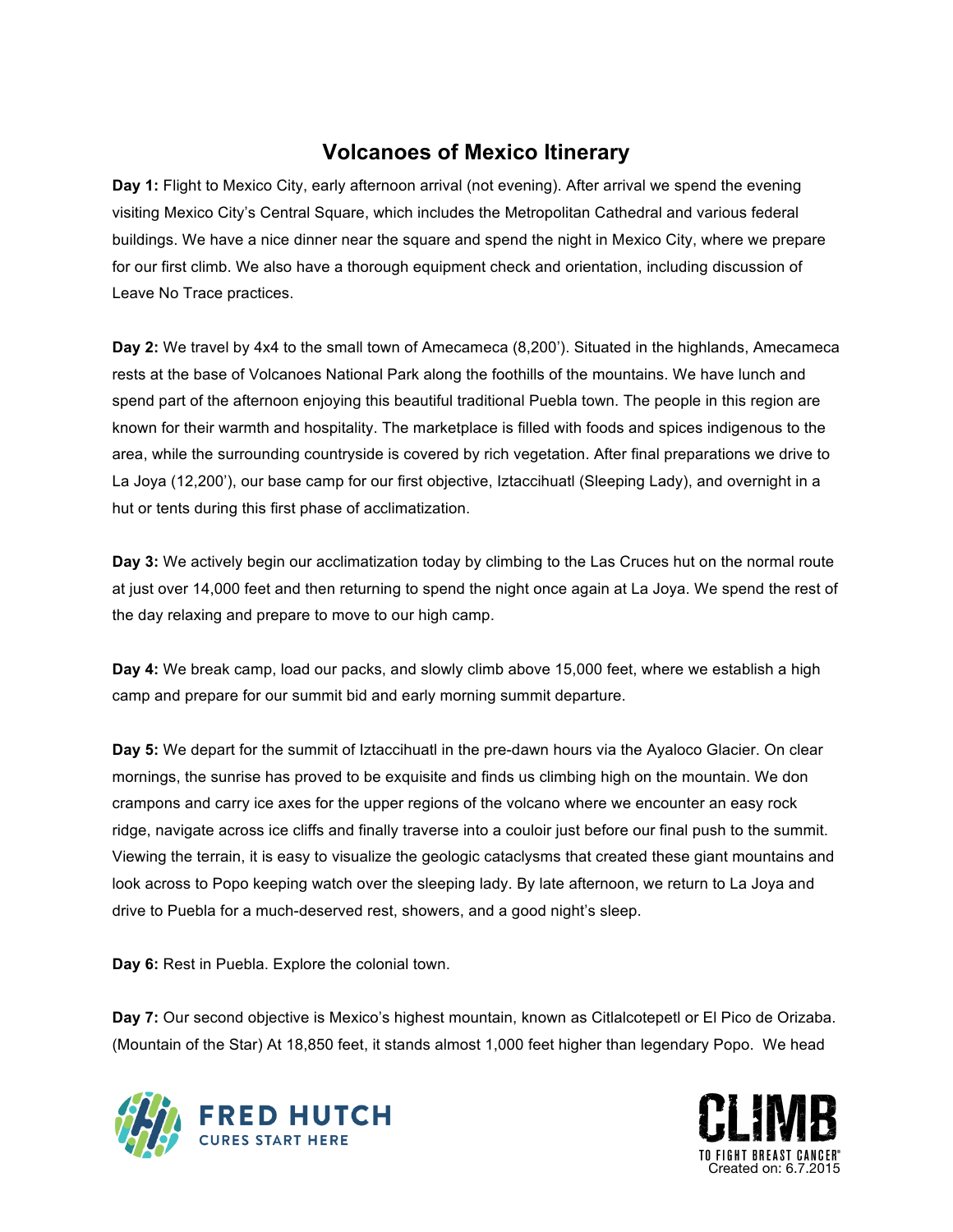# Volcanoes of Mexico Itinerary

**Day 1:** Flight to Mexico City, early afternoon arrival (not evening). After arrival we spend the evening visiting Mexico City's Central Square, which includes the Metropolitan Cathedral and various federal buildings. We have a nice dinner near the square and spend the night in Mexico City, where we prepare for our first climb. We also have a thorough equipment check and orientation, including discussion of Leave No Trace practices.

**Day 2:** We travel by 4x4 to the small town of Amecameca (8,200'). Situated in the highlands, Amecameca rests at the base of Volcanoes National Park along the foothills of the mountains. We have lunch and spend part of the afternoon enjoying this beautiful traditional Puebla town. The people in this region are known for their warmth and hospitality. The marketplace is filled with foods and spices indigenous to the area, while the surrounding countryside is covered by rich vegetation. After final preparations we drive to La Joya (12,200'), our base camp for our first objective, Iztaccihuatl (Sleeping Lady), and overnight in a hut or tents during this first phase of acclimatization.

**Day 3:** We actively begin our acclimatization today by climbing to the Las Cruces hut on the normal route at just over 14,000 feet and then returning to spend the night once again at La Joya. We spend the rest of the day relaxing and prepare to move to our high camp.

**Day 4:** We break camp, load our packs, and slowly climb above 15,000 feet, where we establish a high camp and prepare for our summit bid and early morning summit departure.

**Day 5:** We depart for the summit of Iztaccihuatl in the pre-dawn hours via the Ayaloco Glacier. On clear mornings, the sunrise has proved to be exquisite and finds us climbing high on the mountain. We don crampons and carry ice axes for the upper regions of the volcano where we encounter an easy rock ridge, navigate across ice cliffs and finally traverse into a couloir just before our final push to the summit. Viewing the terrain, it is easy to visualize the geologic cataclysms that created these giant mountains and look across to Popo keeping watch over the sleeping lady. By late afternoon, we return to La Joya and drive to Puebla for a much-deserved rest, showers, and a good night's sleep.

**Day 6:** Rest in Puebla. Explore the colonial town.

**Day 7:** Our second objective is Mexico's highest mountain, known as Citlalcotepetl or El Pico de Orizaba. (Mountain of the Star) At 18,850 feet, it stands almost 1,000 feet higher than legendary Popo. We head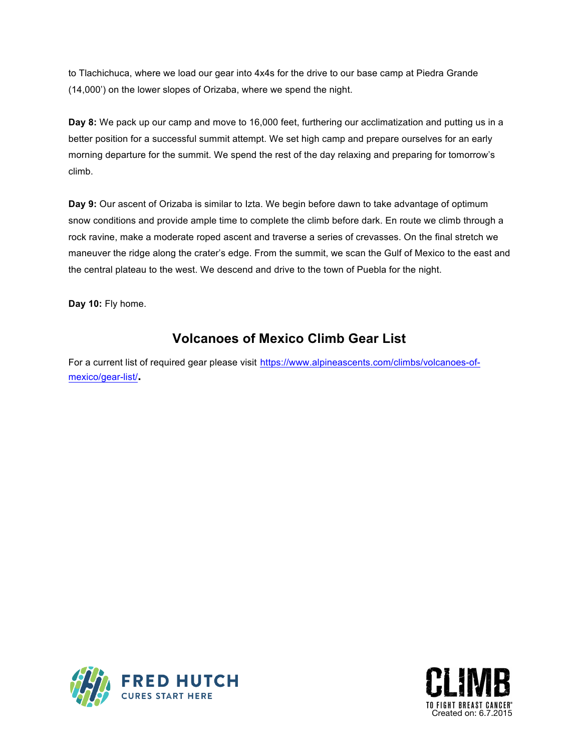to Tlachichuca, where we load our gear into 4x4s for the drive to our base camp at Piedra Grande (14,000') on the lower slopes of Orizaba, where we spend the night.

**Day 8:** We pack up our camp and move to 16,000 feet, furthering our acclimatization and putting us in a better position for a successful summit attempt. We set high camp and prepare ourselves for an early morning departure for the summit. We spend the rest of the day relaxing and preparing for tomorrow's climb.

**Day 9:** Our ascent of Orizaba is similar to Izta. We begin before dawn to take advantage of optimum snow conditions and provide ample time to complete the climb before dark. En route we climb through a rock ravine, make a moderate roped ascent and traverse a series of crevasses. On the final stretch we maneuver the ridge along the crater's edge. From the summit, we scan the Gulf of Mexico to the east and the central plateau to the west. We descend and drive to the town of Puebla for the night.

**Day 10:** Fly home.

## Volcanoes of Mexico Climb Gear List

For a current list of required gear please visit [https://www.alpineascents.com/climbs/volcanoes-of-mexico/gear-list/](https://www.alpineascents.com/climbs/volcanoes-of-mexico/gear-list/)**.**

FRED HUTCH
CURES START HERE

CLIMB
TO FIGHT BREAST CANCER®
Created on: 6.7.2015